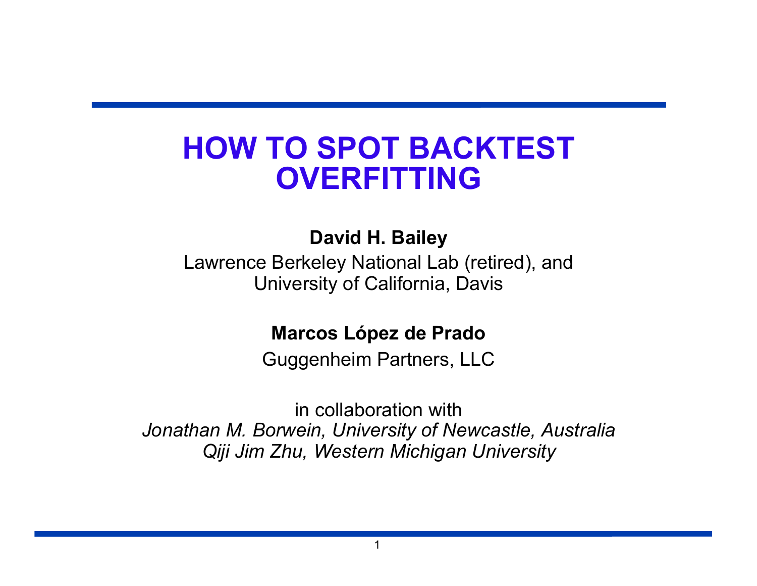# HOW TO SPOT BACKTEST OVERFITTING

**David H. Bailey**

Lawrence Berkeley National Lab (retired), and
University of California, Davis

**Marcos López de Prado**

Guggenheim Partners, LLC

in collaboration with
*Jonathan M. Borwein, University of Newcastle, Australia*
*Qiji Jim Zhu, Western Michigan University*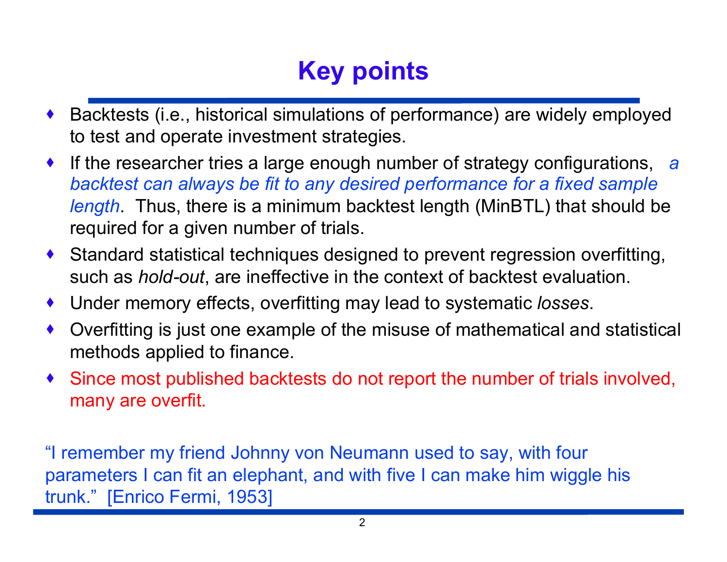# Key points

- Backtests (i.e., historical simulations of performance) are widely employed to test and operate investment strategies.
- If the researcher tries a large enough number of strategy configurations, *a backtest can always be fit to any desired performance for a fixed sample length*. Thus, there is a minimum backtest length (MinBTL) that should be required for a given number of trials.
- Standard statistical techniques designed to prevent regression overfitting, such as *hold-out*, are ineffective in the context of backtest evaluation.
- Under memory effects, overfitting may lead to systematic *losses*.
- Overfitting is just one example of the misuse of mathematical and statistical methods applied to finance.
- Since most published backtests do not report the number of trials involved, many are overfit.

"I remember my friend Johnny von Neumann used to say, with four parameters I can fit an elephant, and with five I can make him wiggle his trunk." [Enrico Fermi, 1953]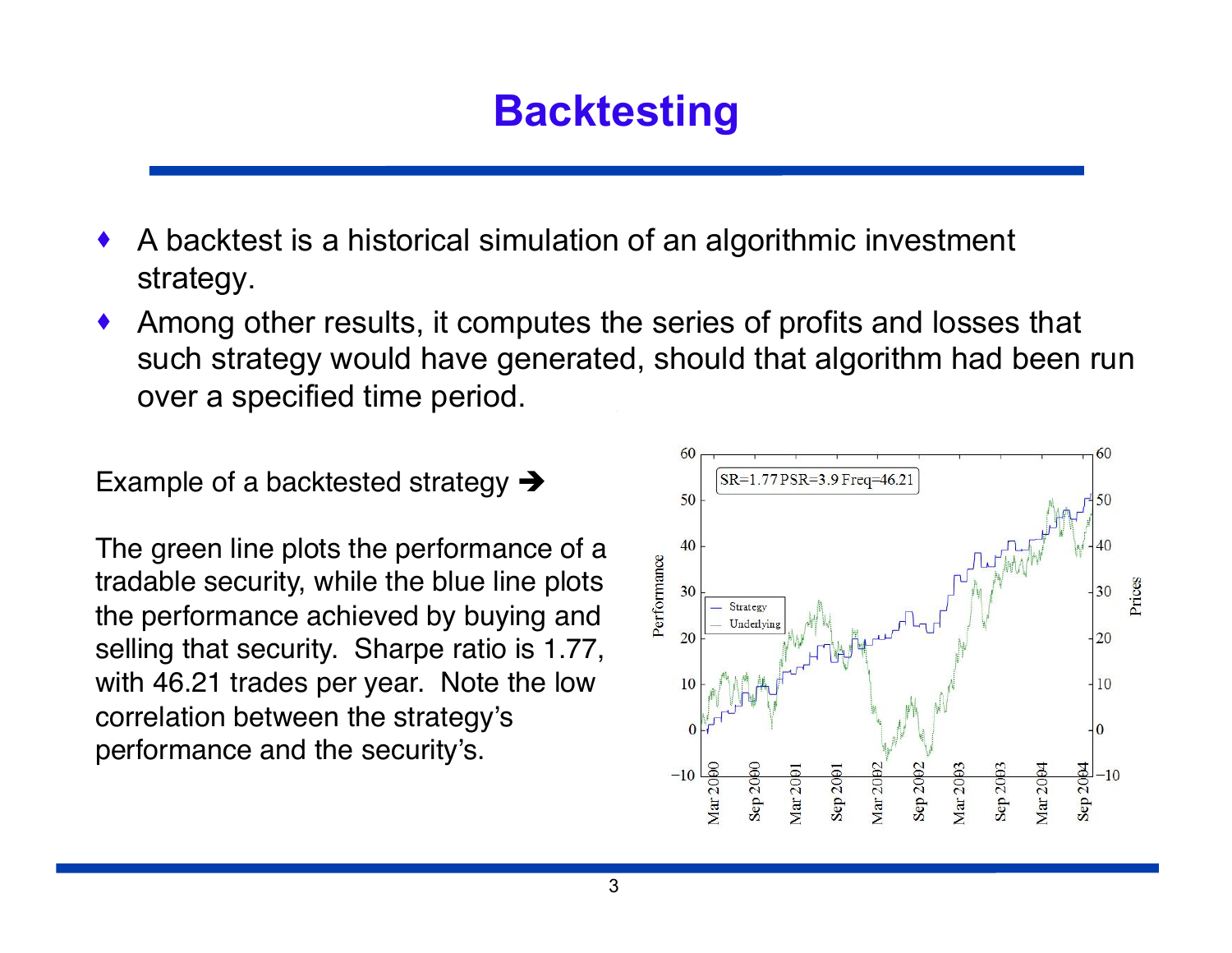# Backtesting

- A backtest is a historical simulation of an algorithmic investment strategy.
- Among other results, it computes the series of profits and losses that such strategy would have generated, should that algorithm had been run over a specified time period.

Example of a backtested strategy ➔

The green line plots the performance of a tradable security, while the blue line plots the performance achieved by buying and selling that security. Sharpe ratio is 1.77, with 46.21 trades per year. Note the low correlation between the strategy's performance and the security's.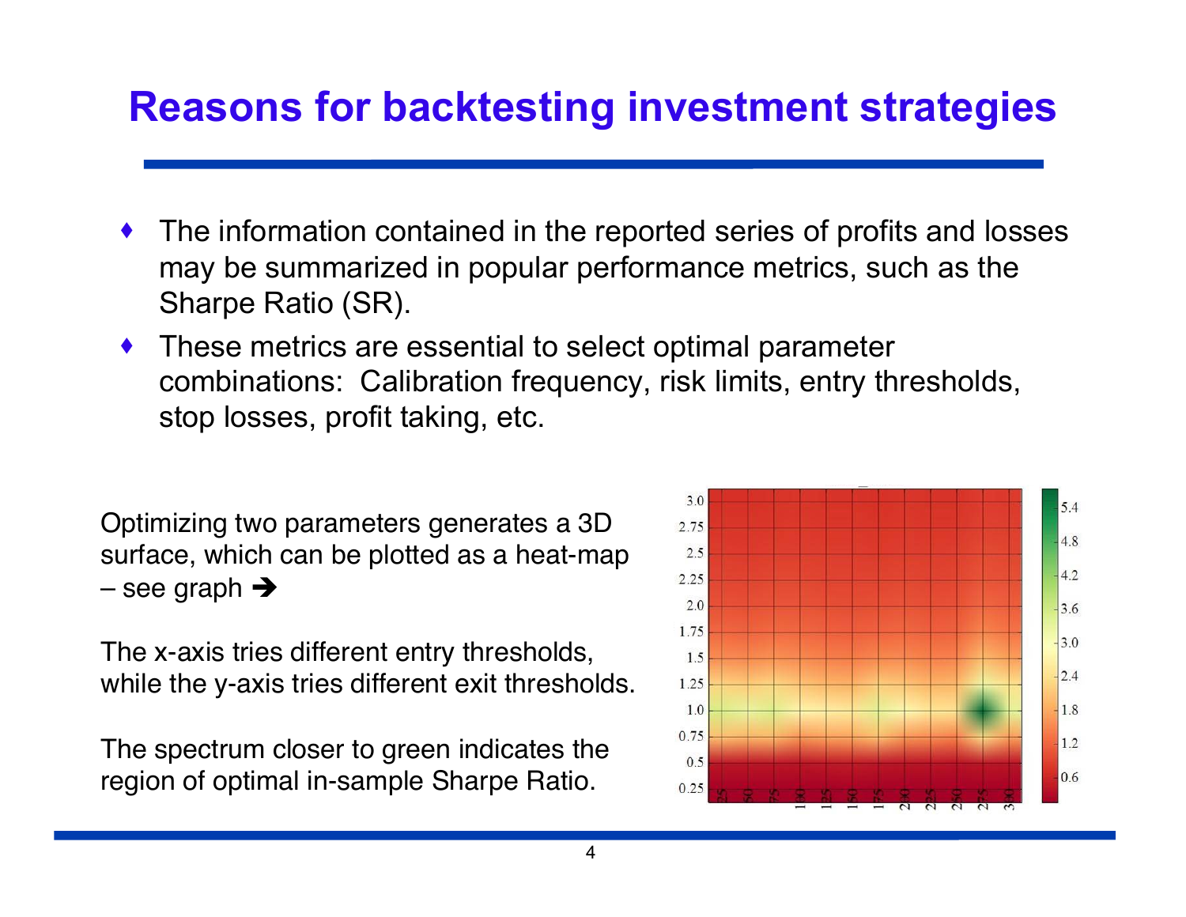# Reasons for backtesting investment strategies

- The information contained in the reported series of profits and losses may be summarized in popular performance metrics, such as the Sharpe Ratio (SR).
- These metrics are essential to select optimal parameter combinations: Calibration frequency, risk limits, entry thresholds, stop losses, profit taking, etc.

Optimizing two parameters generates a 3D surface, which can be plotted as a heat-map – see graph ➔

The x-axis tries different entry thresholds, while the y-axis tries different exit thresholds.

The spectrum closer to green indicates the region of optimal in-sample Sharpe Ratio.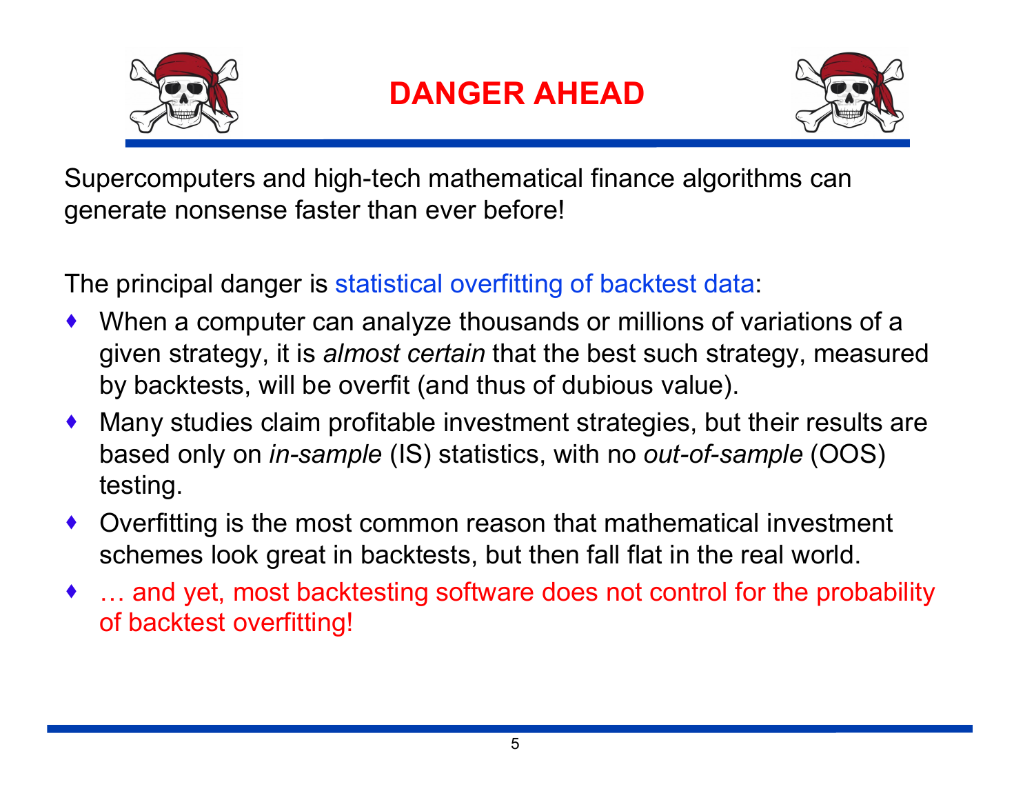# DANGER AHEAD

Supercomputers and high-tech mathematical finance algorithms can generate nonsense faster than ever before!

The principal danger is statistical overfitting of backtest data:

- When a computer can analyze thousands or millions of variations of a given strategy, it is *almost certain* that the best such strategy, measured by backtests, will be overfit (and thus of dubious value).
- Many studies claim profitable investment strategies, but their results are based only on *in-sample* (IS) statistics, with no *out-of-sample* (OOS) testing.
- Overfitting is the most common reason that mathematical investment schemes look great in backtests, but then fall flat in the real world.
- … and yet, most backtesting software does not control for the probability of backtest overfitting!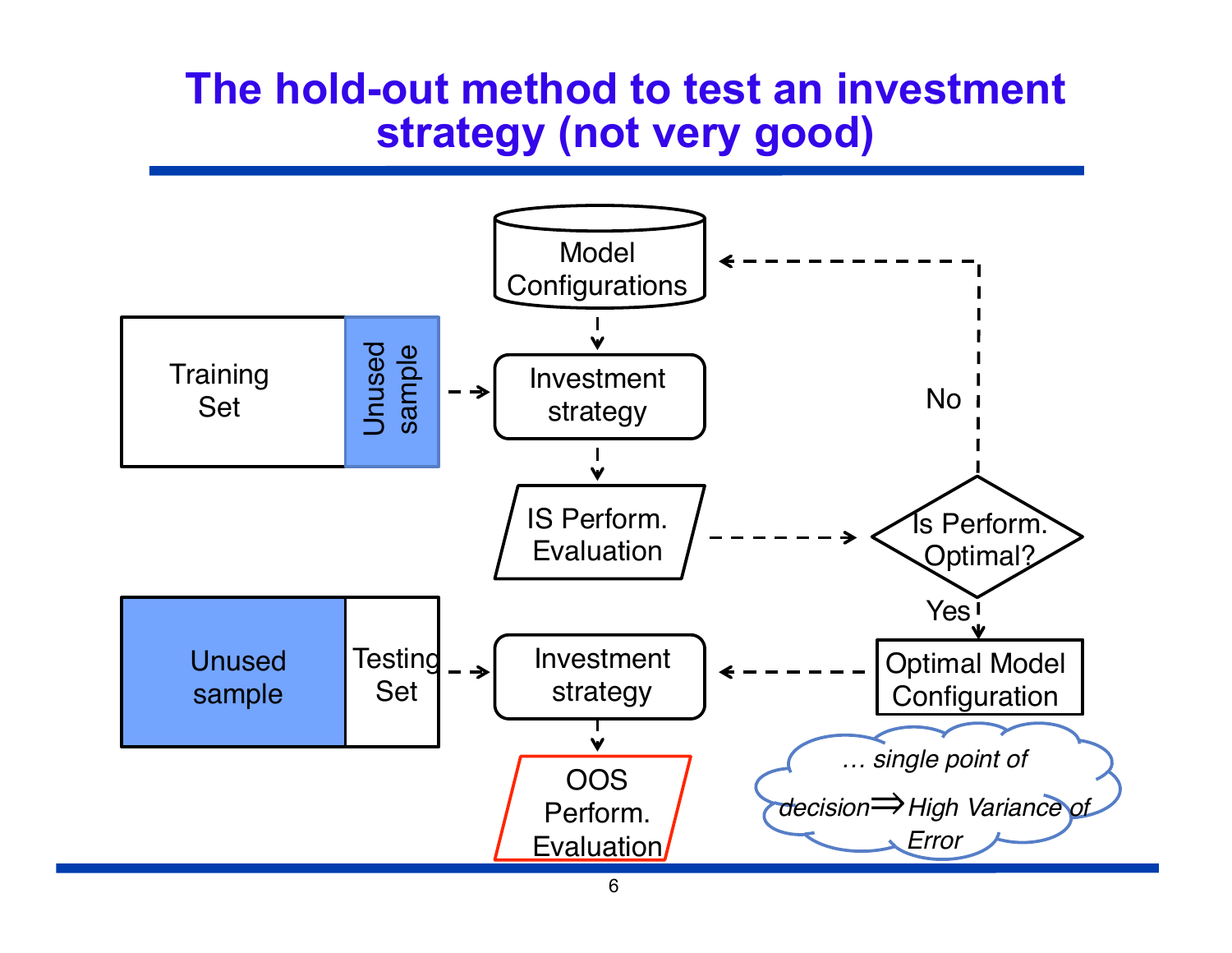# The hold-out method to test an investment strategy (not very good)

Training Set | Unused sample

Model Configurations

Investment strategy

IS Perform. Evaluation

Is Perform. Optimal?

No

Yes

Optimal Model Configuration

Unused sample | Testing Set

Investment strategy

OOS Perform. Evaluation

*… single point of decision ⇒ High Variance of Error*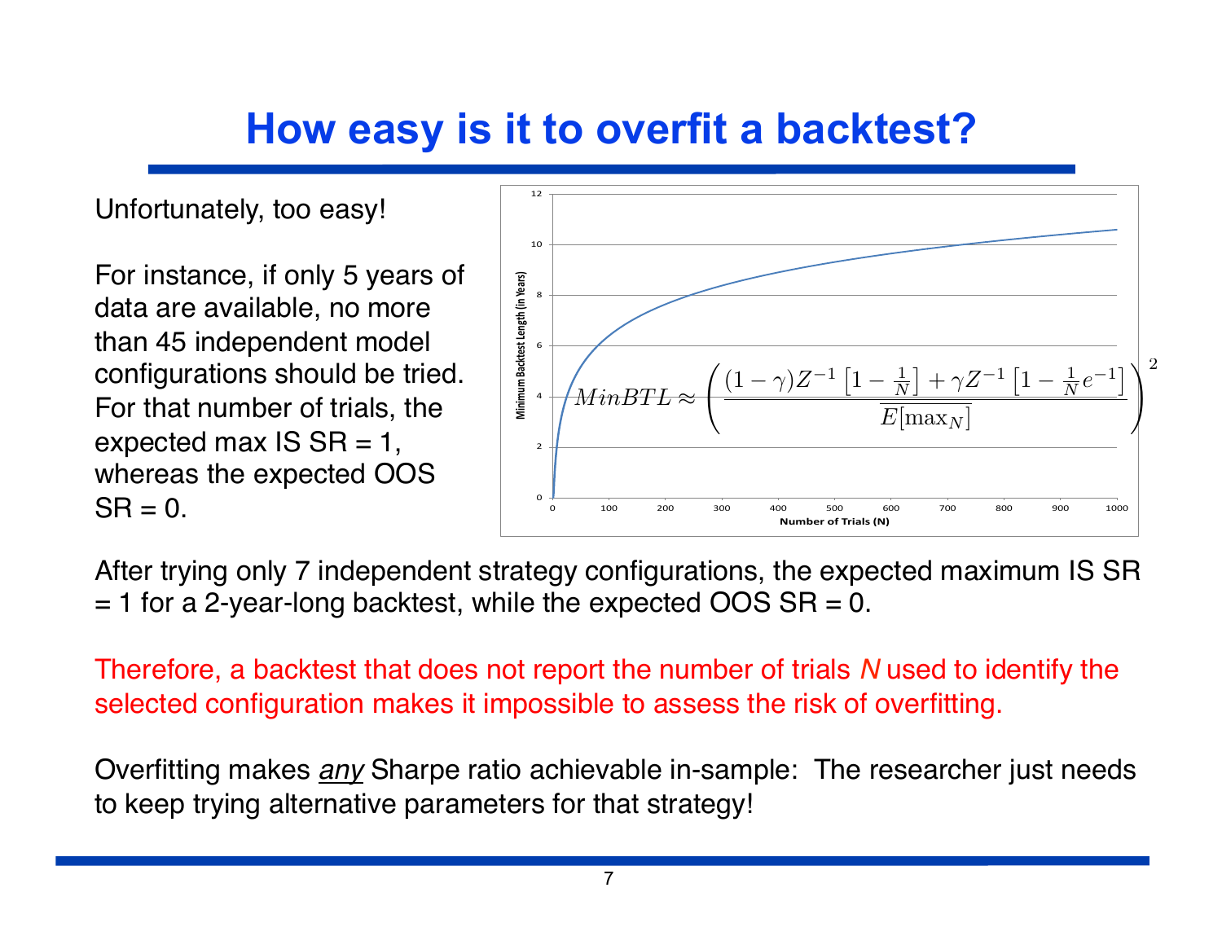# How easy is it to overfit a backtest?

Unfortunately, too easy!

For instance, if only 5 years of data are available, no more than 45 independent model configurations should be tried. For that number of trials, the expected max IS SR = 1, whereas the expected OOS SR = 0.

$$MinBTL \approx \left( \frac{(1-\gamma)Z^{-1}\left[1-\frac{1}{N}\right] + \gamma Z^{-1}\left[1-\frac{1}{N}e^{-1}\right]}{\overline{E[\max_N]}} \right)^2$$

After trying only 7 independent strategy configurations, the expected maximum IS SR = 1 for a 2-year-long backtest, while the expected OOS SR = 0.

Therefore, a backtest that does not report the number of trials *N* used to identify the selected configuration makes it impossible to assess the risk of overfitting.

Overfitting makes ***any*** Sharpe ratio achievable in-sample: The researcher just needs to keep trying alternative parameters for that strategy!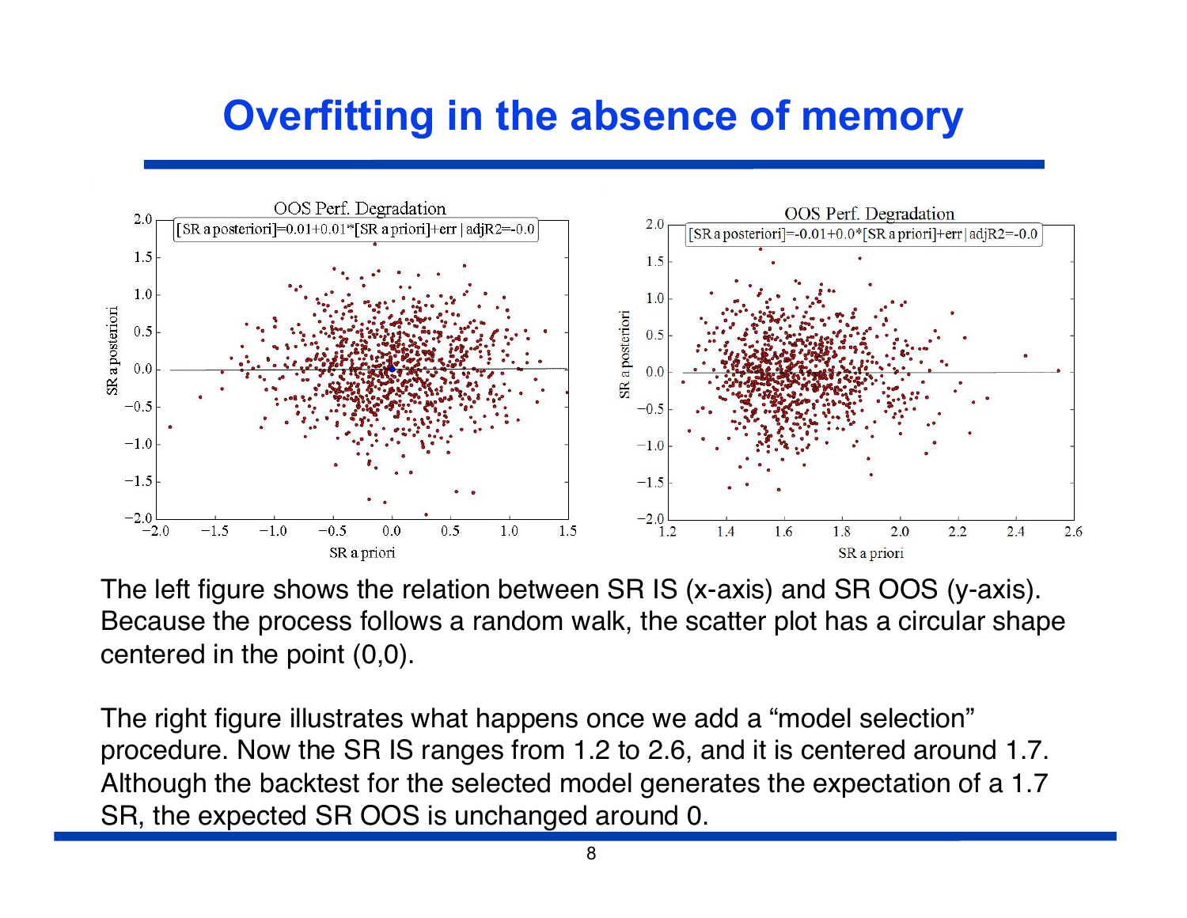# Overfitting in the absence of memory

The left figure shows the relation between SR IS (x-axis) and SR OOS (y-axis). Because the process follows a random walk, the scatter plot has a circular shape centered in the point (0,0).

The right figure illustrates what happens once we add a "model selection" procedure. Now the SR IS ranges from 1.2 to 2.6, and it is centered around 1.7. Although the backtest for the selected model generates the expectation of a 1.7 SR, the expected SR OOS is unchanged around 0.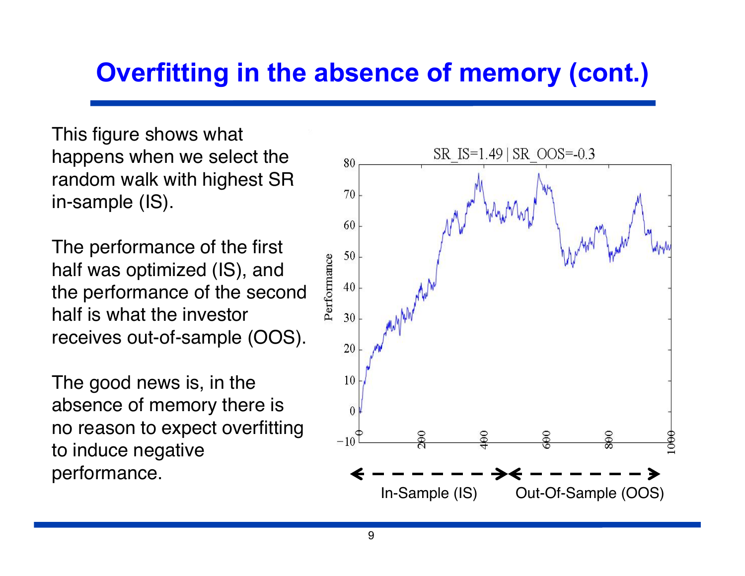# Overfitting in the absence of memory (cont.)

This figure shows what happens when we select the random walk with highest SR in-sample (IS).

The performance of the first half was optimized (IS), and the performance of the second half is what the investor receives out-of-sample (OOS).

The good news is, in the absence of memory there is no reason to expect overfitting to induce negative performance.

SR_IS=1.49 | SR_OOS=-0.3

In-Sample (IS) Out-Of-Sample (OOS)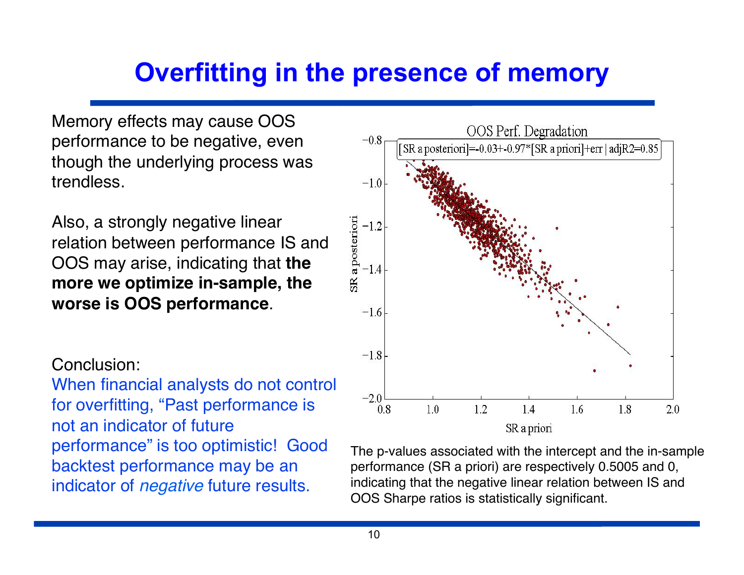# Overfitting in the presence of memory

Memory effects may cause OOS performance to be negative, even though the underlying process was trendless.

Also, a strongly negative linear relation between performance IS and OOS may arise, indicating that **the more we optimize in-sample, the worse is OOS performance**.

Conclusion:

When financial analysts do not control for overfitting, "Past performance is not an indicator of future performance" is too optimistic! Good backtest performance may be an indicator of *negative* future results.

The p-values associated with the intercept and the in-sample performance (SR a priori) are respectively 0.5005 and 0, indicating that the negative linear relation between IS and OOS Sharpe ratios is statistically significant.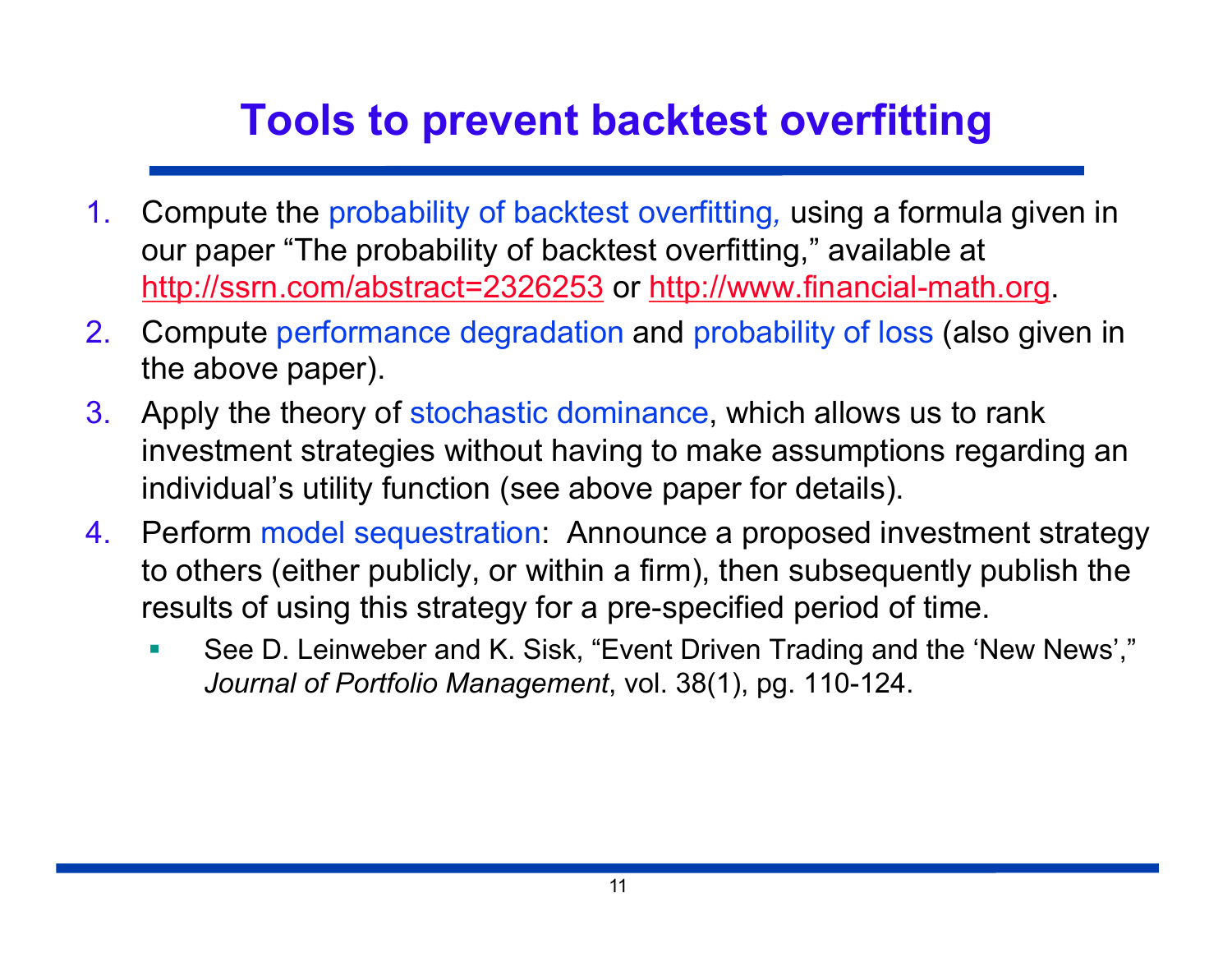# Tools to prevent backtest overfitting

1. Compute the probability of backtest overfitting, using a formula given in our paper "The probability of backtest overfitting," available at http://ssrn.com/abstract=2326253 or http://www.financial-math.org.
2. Compute performance degradation and probability of loss (also given in the above paper).
3. Apply the theory of stochastic dominance, which allows us to rank investment strategies without having to make assumptions regarding an individual's utility function (see above paper for details).
4. Perform model sequestration: Announce a proposed investment strategy to others (either publicly, or within a firm), then subsequently publish the results of using this strategy for a pre-specified period of time.
   - See D. Leinweber and K. Sisk, "Event Driven Trading and the 'New News'," *Journal of Portfolio Management*, vol. 38(1), pg. 110-124.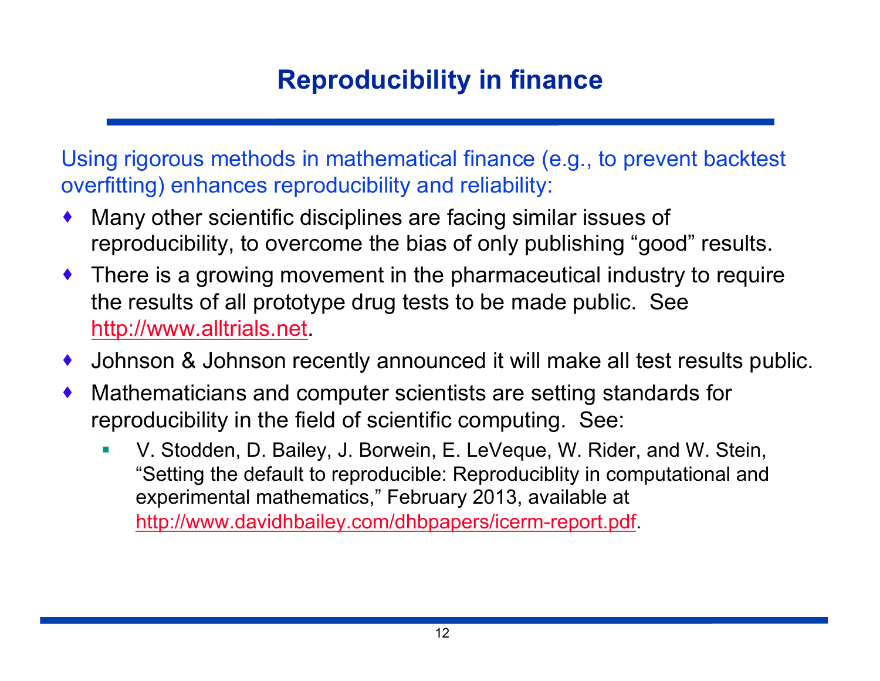# Reproducibility in finance

Using rigorous methods in mathematical finance (e.g., to prevent backtest overfitting) enhances reproducibility and reliability:

- Many other scientific disciplines are facing similar issues of reproducibility, to overcome the bias of only publishing "good" results.
- There is a growing movement in the pharmaceutical industry to require the results of all prototype drug tests to be made public. See http://www.alltrials.net.
- Johnson & Johnson recently announced it will make all test results public.
- Mathematicians and computer scientists are setting standards for reproducibility in the field of scientific computing. See:
  - V. Stodden, D. Bailey, J. Borwein, E. LeVeque, W. Rider, and W. Stein, "Setting the default to reproducible: Reproduciblity in computational and experimental mathematics," February 2013, available at http://www.davidhbailey.com/dhbpapers/icerm-report.pdf.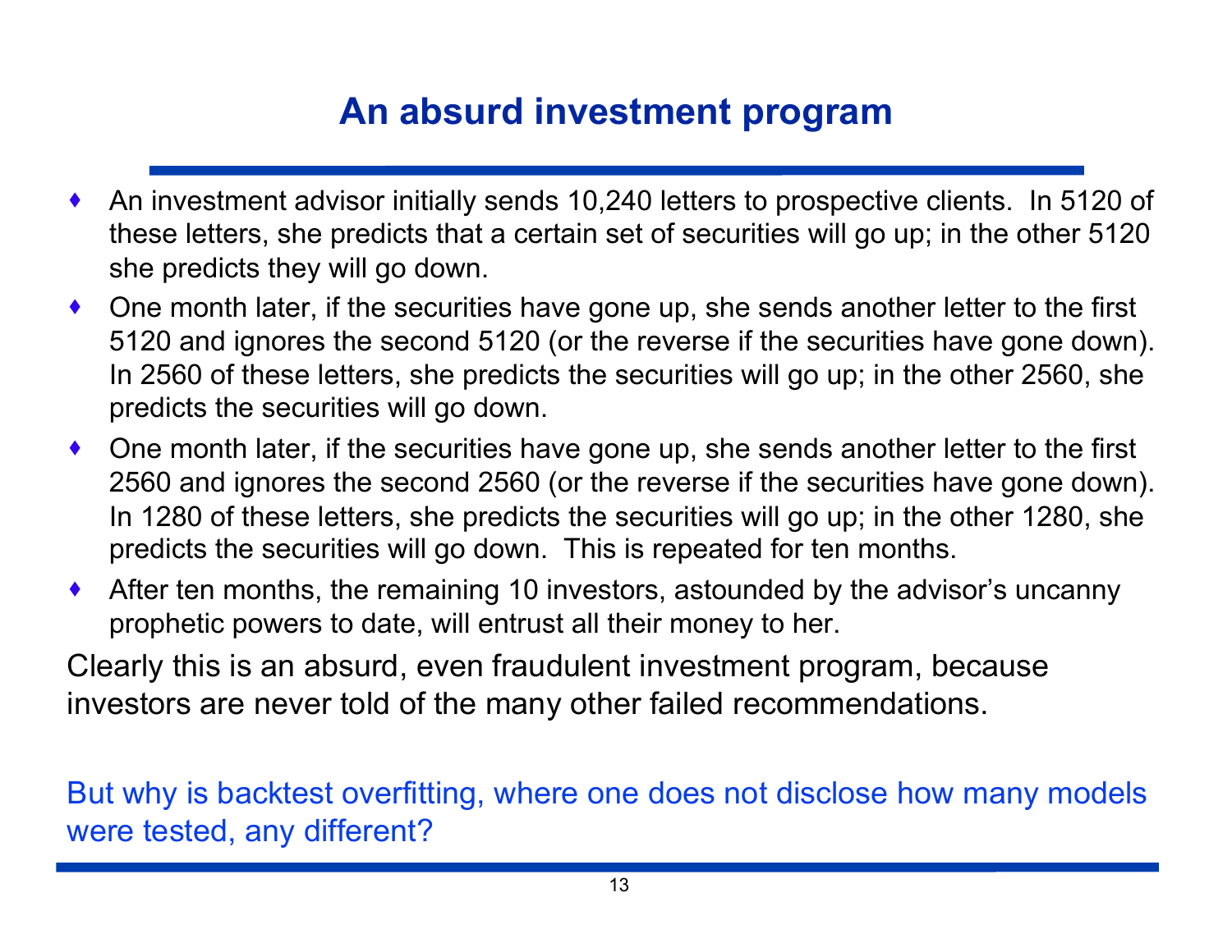# An absurd investment program

- An investment advisor initially sends 10,240 letters to prospective clients. In 5120 of these letters, she predicts that a certain set of securities will go up; in the other 5120 she predicts they will go down.
- One month later, if the securities have gone up, she sends another letter to the first 5120 and ignores the second 5120 (or the reverse if the securities have gone down). In 2560 of these letters, she predicts the securities will go up; in the other 2560, she predicts the securities will go down.
- One month later, if the securities have gone up, she sends another letter to the first 2560 and ignores the second 2560 (or the reverse if the securities have gone down). In 1280 of these letters, she predicts the securities will go up; in the other 1280, she predicts the securities will go down. This is repeated for ten months.
- After ten months, the remaining 10 investors, astounded by the advisor's uncanny prophetic powers to date, will entrust all their money to her.

Clearly this is an absurd, even fraudulent investment program, because investors are never told of the many other failed recommendations.

But why is backtest overfitting, where one does not disclose how many models were tested, any different?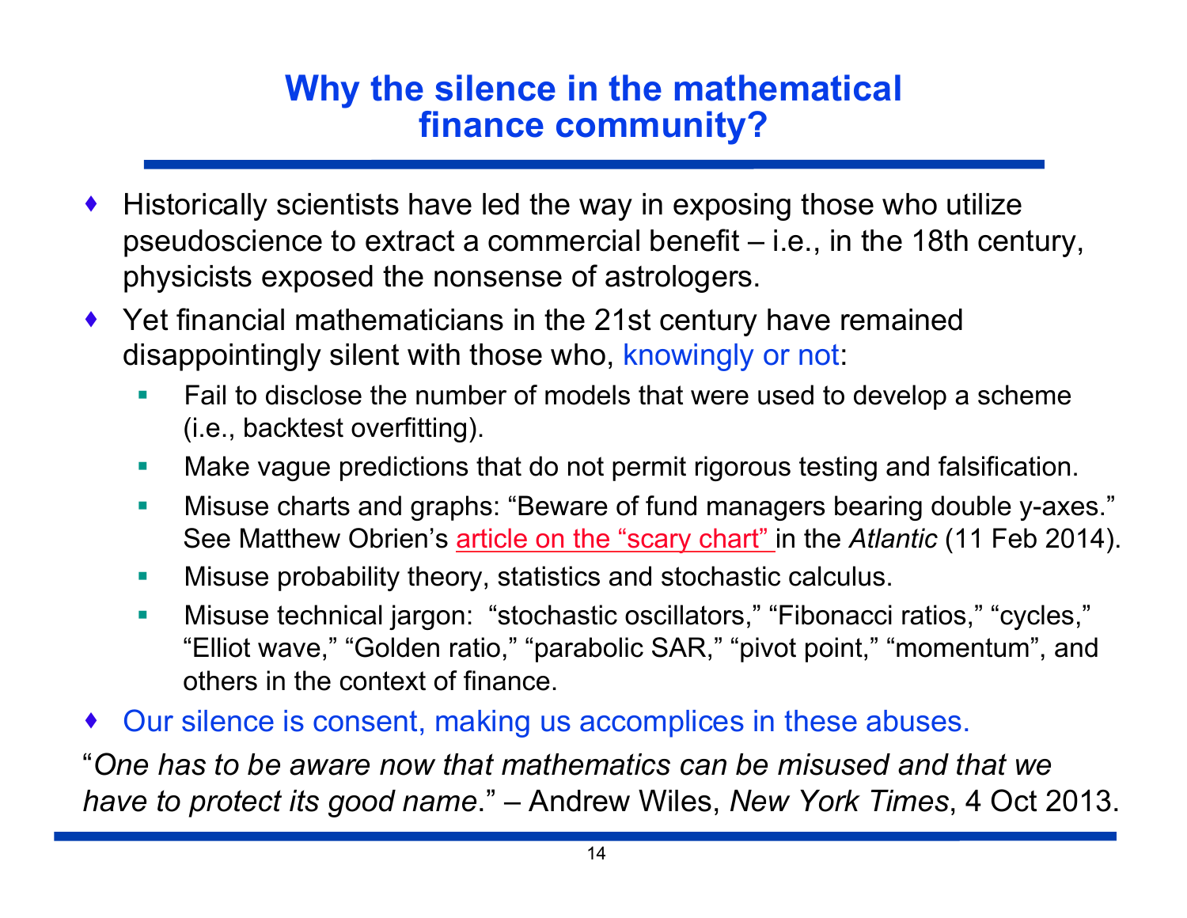# Why the silence in the mathematical finance community?

- Historically scientists have led the way in exposing those who utilize pseudoscience to extract a commercial benefit – i.e., in the 18th century, physicists exposed the nonsense of astrologers.
- Yet financial mathematicians in the 21st century have remained disappointingly silent with those who, knowingly or not:
  - Fail to disclose the number of models that were used to develop a scheme (i.e., backtest overfitting).
  - Make vague predictions that do not permit rigorous testing and falsification.
  - Misuse charts and graphs: "Beware of fund managers bearing double y-axes." See Matthew Obrien's article on the "scary chart" in the *Atlantic* (11 Feb 2014).
  - Misuse probability theory, statistics and stochastic calculus.
  - Misuse technical jargon: "stochastic oscillators," "Fibonacci ratios," "cycles," "Elliot wave," "Golden ratio," "parabolic SAR," "pivot point," "momentum", and others in the context of finance.
- Our silence is consent, making us accomplices in these abuses.

"*One has to be aware now that mathematics can be misused and that we have to protect its good name*." – Andrew Wiles, *New York Times*, 4 Oct 2013.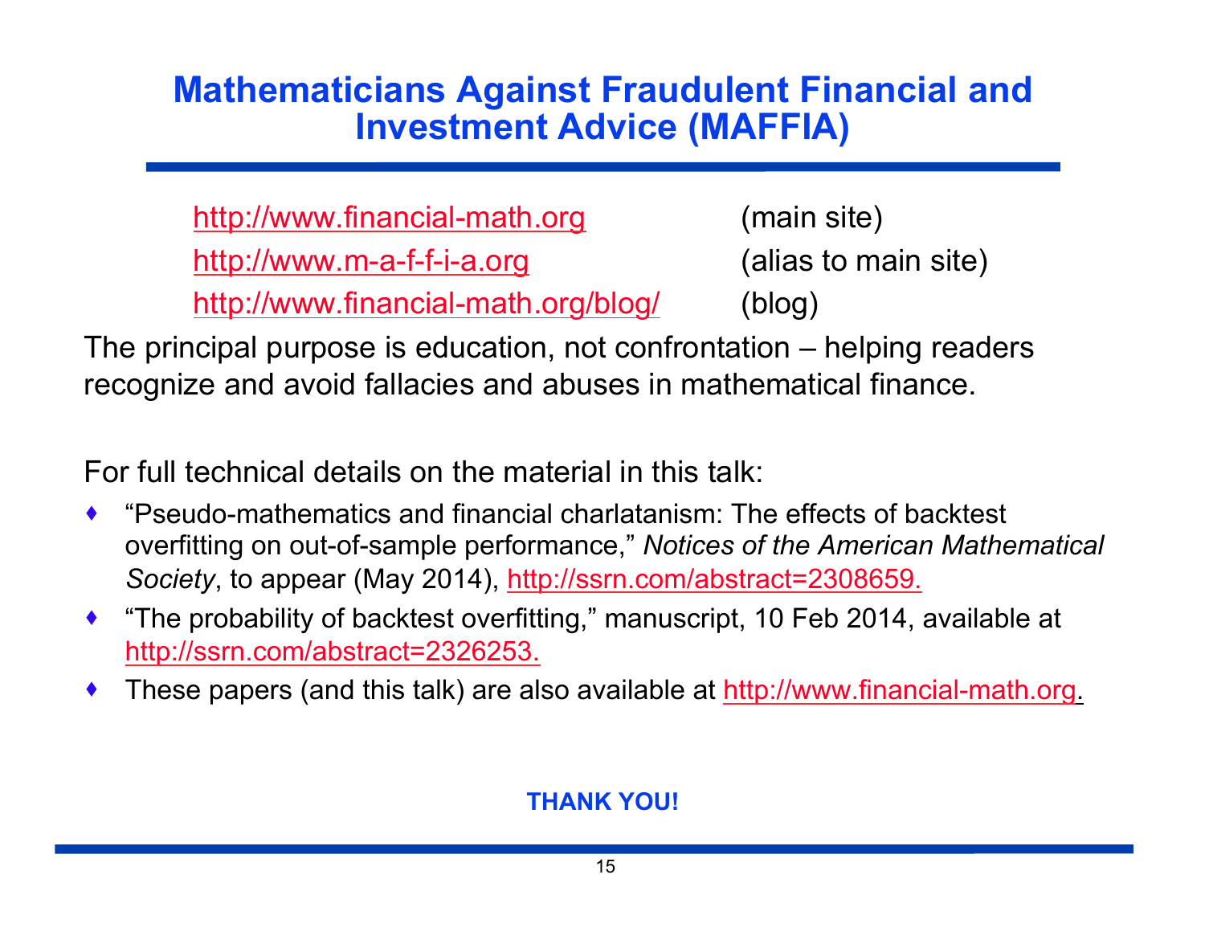# Mathematicians Against Fraudulent Financial and Investment Advice (MAFFIA)

http://www.financial-math.org (main site)

http://www.m-a-f-f-i-a.org (alias to main site)

http://www.financial-math.org/blog/ (blog)

The principal purpose is education, not confrontation – helping readers recognize and avoid fallacies and abuses in mathematical finance.

For full technical details on the material in this talk:

- "Pseudo-mathematics and financial charlatanism: The effects of backtest overfitting on out-of-sample performance," *Notices of the American Mathematical Society*, to appear (May 2014), http://ssrn.com/abstract=2308659.
- "The probability of backtest overfitting," manuscript, 10 Feb 2014, available at http://ssrn.com/abstract=2326253.
- These papers (and this talk) are also available at http://www.financial-math.org.

**THANK YOU!**